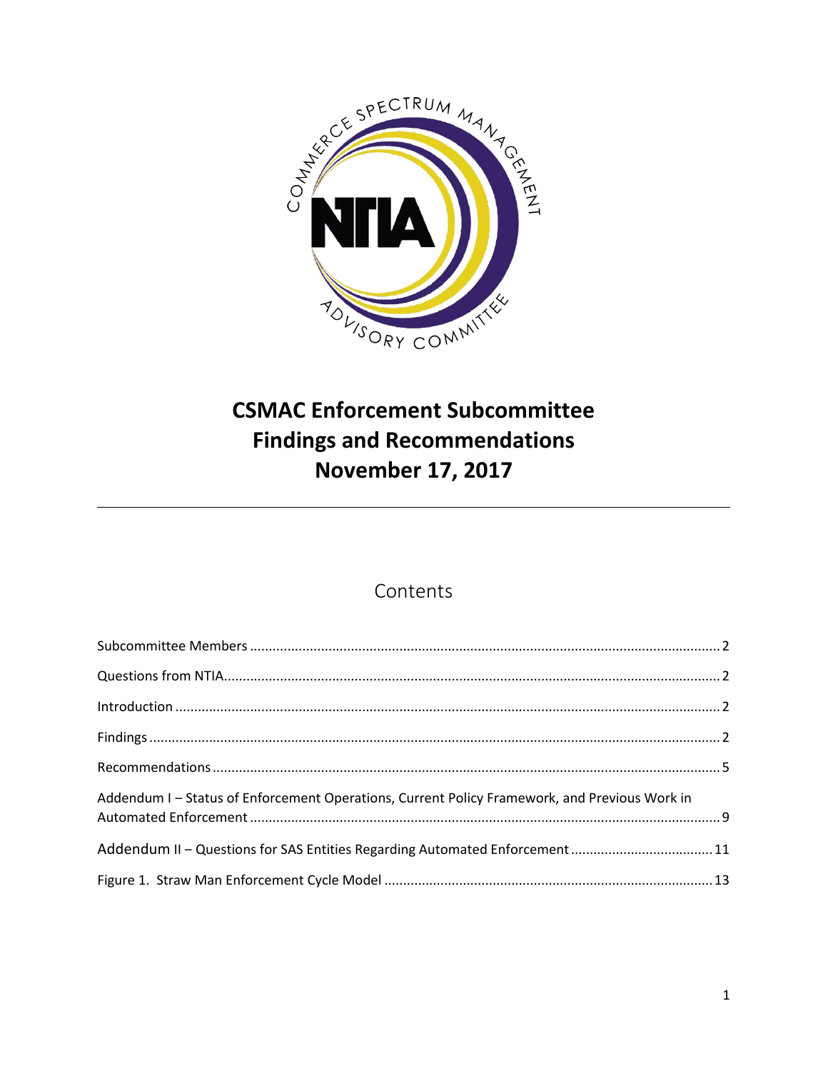# CSMAC Enforcement Subcommittee Findings and Recommendations November 17, 2017

## Contents

Subcommittee Members ........................................................................................................................... 2

Questions from NTIA................................................................................................................................. 2

Introduction ............................................................................................................................................. 2

Findings ..................................................................................................................................................... 2

Recommendations .................................................................................................................................... 5

Addendum I – Status of Enforcement Operations, Current Policy Framework, and Previous Work in Automated Enforcement .......................................................................................................................... 9

Addendum II – Questions for SAS Entities Regarding Automated Enforcement ..................................... 11

Figure 1. Straw Man Enforcement Cycle Model ..................................................................................... 13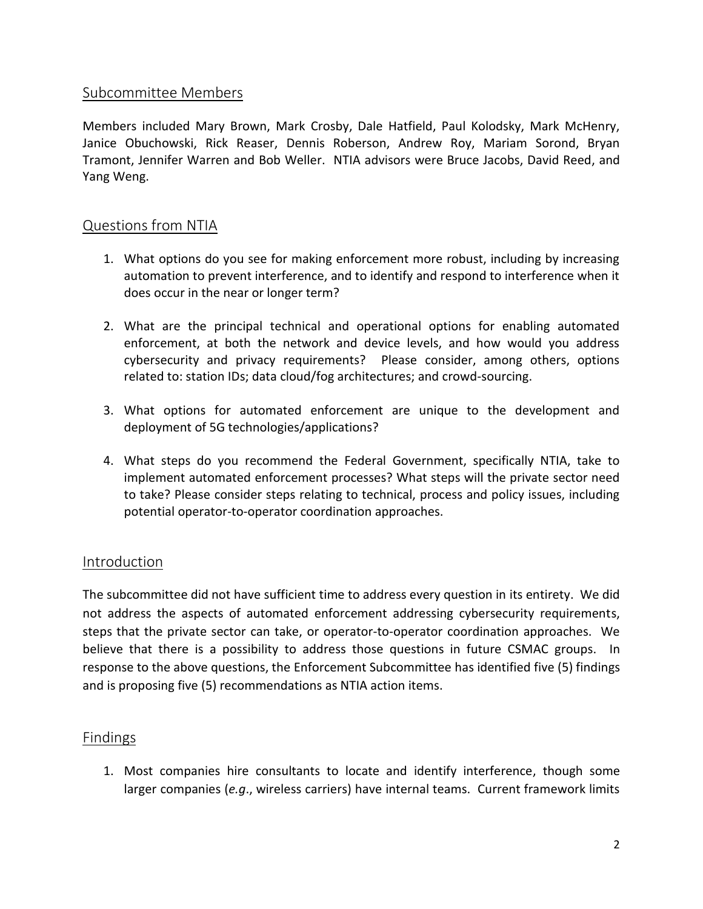## Subcommittee Members

Members included Mary Brown, Mark Crosby, Dale Hatfield, Paul Kolodsky, Mark McHenry, Janice Obuchowski, Rick Reaser, Dennis Roberson, Andrew Roy, Mariam Sorond, Bryan Tramont, Jennifer Warren and Bob Weller. NTIA advisors were Bruce Jacobs, David Reed, and Yang Weng.

## Questions from NTIA

1. What options do you see for making enforcement more robust, including by increasing automation to prevent interference, and to identify and respond to interference when it does occur in the near or longer term?

2. What are the principal technical and operational options for enabling automated enforcement, at both the network and device levels, and how would you address cybersecurity and privacy requirements? Please consider, among others, options related to: station IDs; data cloud/fog architectures; and crowd-sourcing.

3. What options for automated enforcement are unique to the development and deployment of 5G technologies/applications?

4. What steps do you recommend the Federal Government, specifically NTIA, take to implement automated enforcement processes? What steps will the private sector need to take? Please consider steps relating to technical, process and policy issues, including potential operator-to-operator coordination approaches.

## Introduction

The subcommittee did not have sufficient time to address every question in its entirety. We did not address the aspects of automated enforcement addressing cybersecurity requirements, steps that the private sector can take, or operator-to-operator coordination approaches. We believe that there is a possibility to address those questions in future CSMAC groups. In response to the above questions, the Enforcement Subcommittee has identified five (5) findings and is proposing five (5) recommendations as NTIA action items.

## Findings

1. Most companies hire consultants to locate and identify interference, though some larger companies (*e.g*., wireless carriers) have internal teams. Current framework limits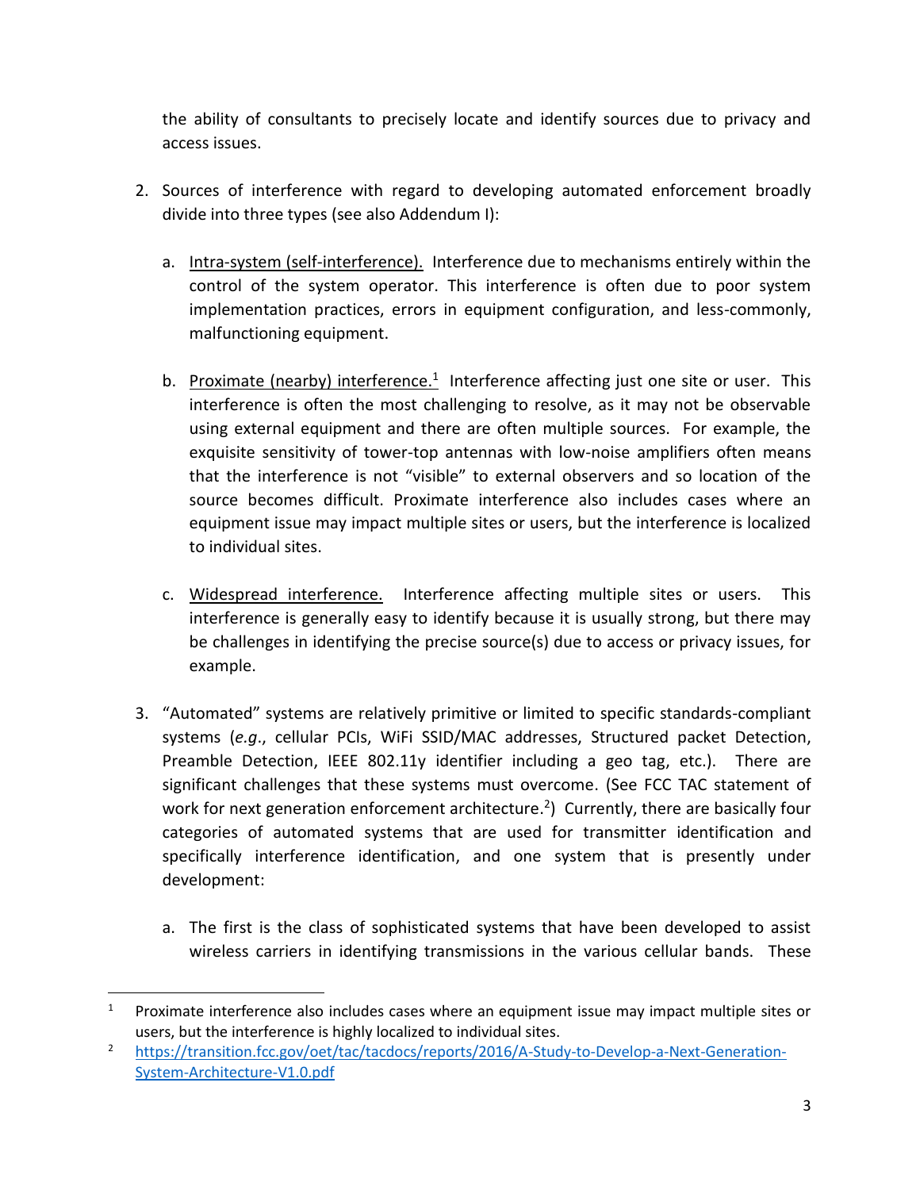the ability of consultants to precisely locate and identify sources due to privacy and access issues.

2. Sources of interference with regard to developing automated enforcement broadly divide into three types (see also Addendum I):

   a. <u>Intra-system (self-interference).</u> Interference due to mechanisms entirely within the control of the system operator. This interference is often due to poor system implementation practices, errors in equipment configuration, and less-commonly, malfunctioning equipment.

   b. <u>Proximate (nearby) interference.</u>[1] Interference affecting just one site or user. This interference is often the most challenging to resolve, as it may not be observable using external equipment and there are often multiple sources. For example, the exquisite sensitivity of tower-top antennas with low-noise amplifiers often means that the interference is not "visible" to external observers and so location of the source becomes difficult. Proximate interference also includes cases where an equipment issue may impact multiple sites or users, but the interference is localized to individual sites.

   c. <u>Widespread interference.</u> Interference affecting multiple sites or users. This interference is generally easy to identify because it is usually strong, but there may be challenges in identifying the precise source(s) due to access or privacy issues, for example.

3. "Automated" systems are relatively primitive or limited to specific standards-compliant systems (*e.g.*, cellular PCIs, WiFi SSID/MAC addresses, Structured packet Detection, Preamble Detection, IEEE 802.11y identifier including a geo tag, etc.). There are significant challenges that these systems must overcome. (See FCC TAC statement of work for next generation enforcement architecture.[2]) Currently, there are basically four categories of automated systems that are used for transmitter identification and specifically interference identification, and one system that is presently under development:

   a. The first is the class of sophisticated systems that have been developed to assist wireless carriers in identifying transmissions in the various cellular bands. These

---

[1] Proximate interference also includes cases where an equipment issue may impact multiple sites or users, but the interference is highly localized to individual sites.

[2] https://transition.fcc.gov/oet/tac/tacdocs/reports/2016/A-Study-to-Develop-a-Next-Generation-System-Architecture-V1.0.pdf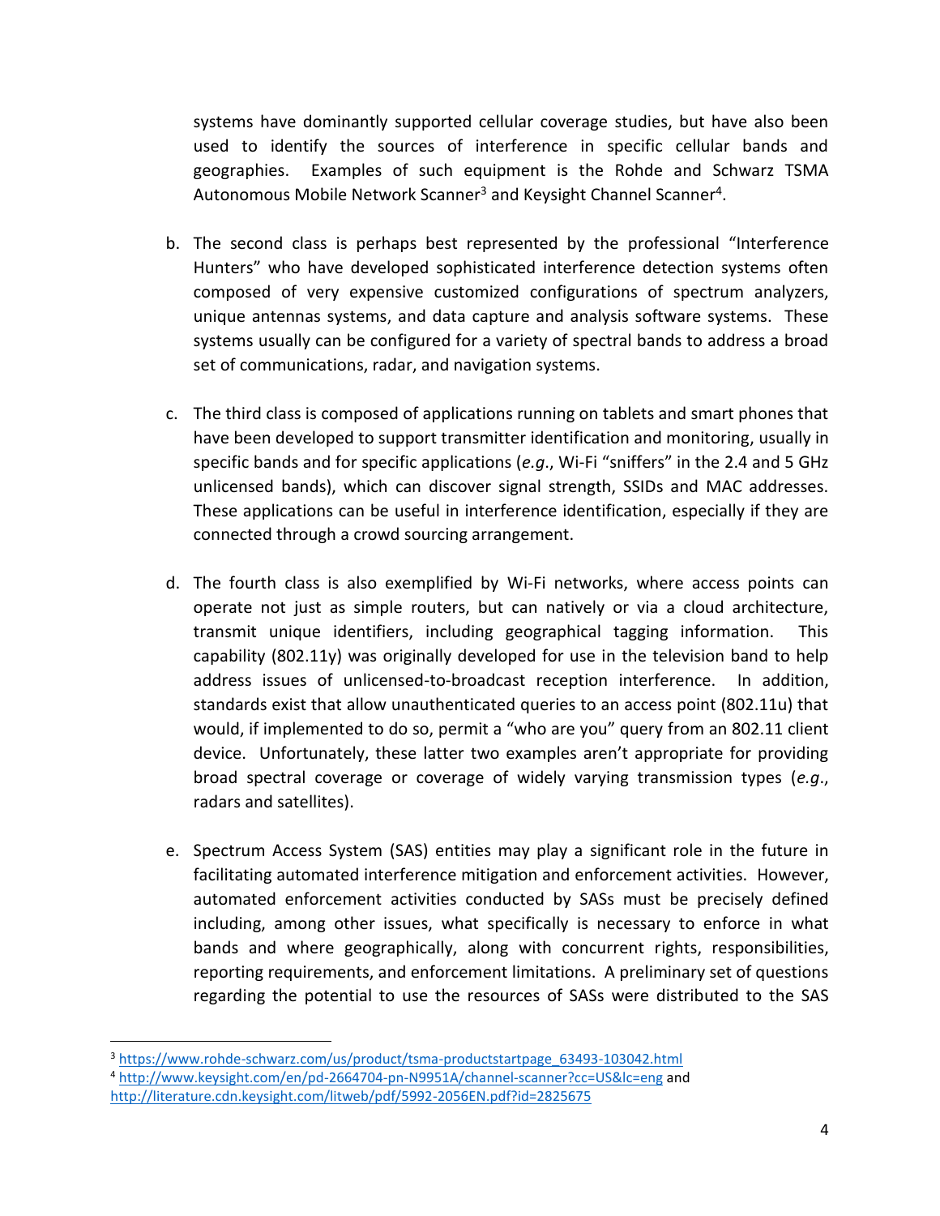systems have dominantly supported cellular coverage studies, but have also been used to identify the sources of interference in specific cellular bands and geographies. Examples of such equipment is the Rohde and Schwarz TSMA Autonomous Mobile Network Scanner[3] and Keysight Channel Scanner[4].

b. The second class is perhaps best represented by the professional "Interference Hunters" who have developed sophisticated interference detection systems often composed of very expensive customized configurations of spectrum analyzers, unique antennas systems, and data capture and analysis software systems. These systems usually can be configured for a variety of spectral bands to address a broad set of communications, radar, and navigation systems.

c. The third class is composed of applications running on tablets and smart phones that have been developed to support transmitter identification and monitoring, usually in specific bands and for specific applications (*e.g*., Wi-Fi "sniffers" in the 2.4 and 5 GHz unlicensed bands), which can discover signal strength, SSIDs and MAC addresses. These applications can be useful in interference identification, especially if they are connected through a crowd sourcing arrangement.

d. The fourth class is also exemplified by Wi-Fi networks, where access points can operate not just as simple routers, but can natively or via a cloud architecture, transmit unique identifiers, including geographical tagging information. This capability (802.11y) was originally developed for use in the television band to help address issues of unlicensed-to-broadcast reception interference. In addition, standards exist that allow unauthenticated queries to an access point (802.11u) that would, if implemented to do so, permit a "who are you" query from an 802.11 client device. Unfortunately, these latter two examples aren't appropriate for providing broad spectral coverage or coverage of widely varying transmission types (*e.g*., radars and satellites).

e. Spectrum Access System (SAS) entities may play a significant role in the future in facilitating automated interference mitigation and enforcement activities. However, automated enforcement activities conducted by SASs must be precisely defined including, among other issues, what specifically is necessary to enforce in what bands and where geographically, along with concurrent rights, responsibilities, reporting requirements, and enforcement limitations. A preliminary set of questions regarding the potential to use the resources of SASs were distributed to the SAS

---

[3] https://www.rohde-schwarz.com/us/product/tsma-productstartpage_63493-103042.html

[4] http://www.keysight.com/en/pd-2664704-pn-N9951A/channel-scanner?cc=US&lc=eng and http://literature.cdn.keysight.com/litweb/pdf/5992-2056EN.pdf?id=2825675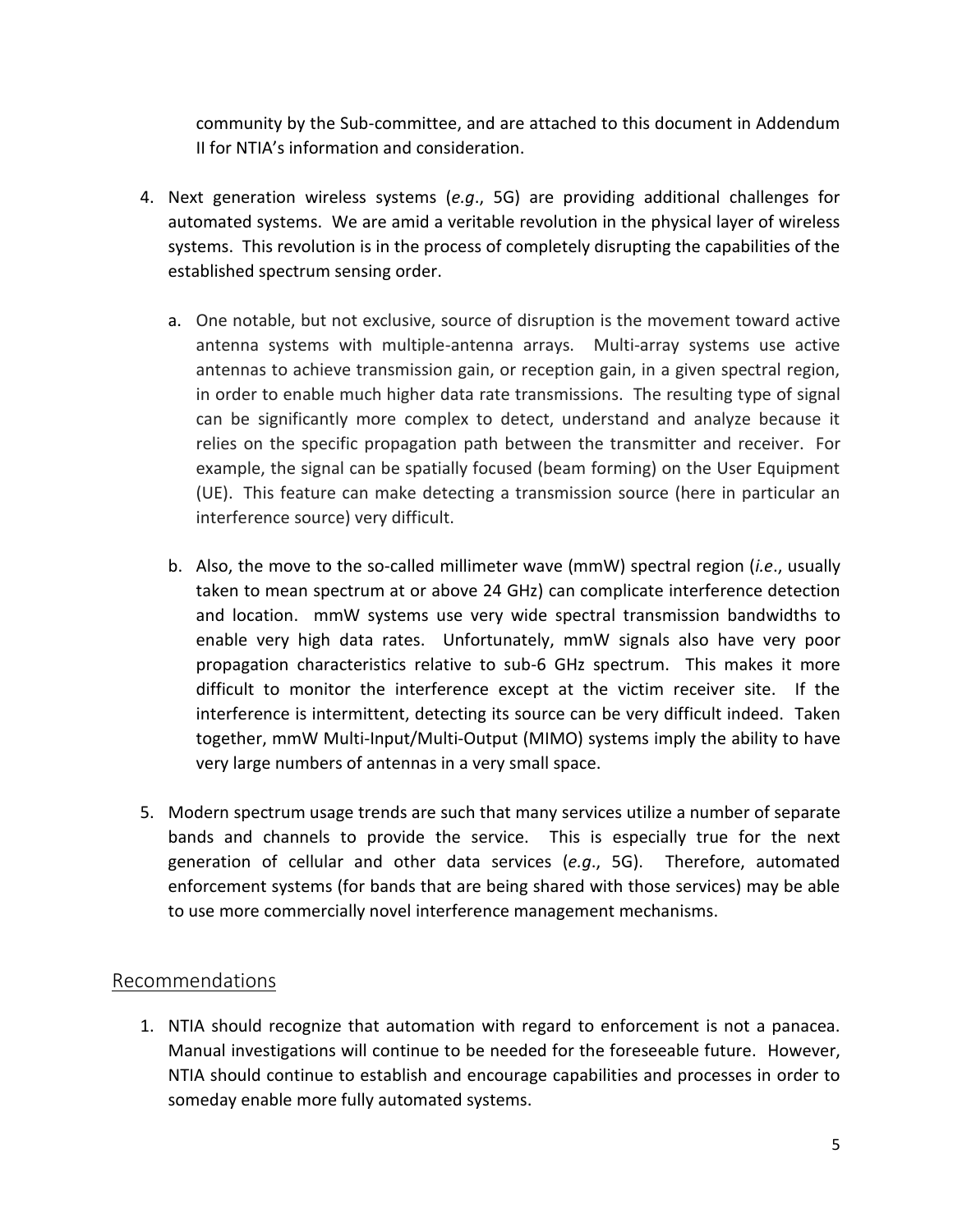community by the Sub-committee, and are attached to this document in Addendum II for NTIA's information and consideration.

4. Next generation wireless systems (*e.g*., 5G) are providing additional challenges for automated systems. We are amid a veritable revolution in the physical layer of wireless systems. This revolution is in the process of completely disrupting the capabilities of the established spectrum sensing order.

   a. One notable, but not exclusive, source of disruption is the movement toward active antenna systems with multiple-antenna arrays. Multi-array systems use active antennas to achieve transmission gain, or reception gain, in a given spectral region, in order to enable much higher data rate transmissions. The resulting type of signal can be significantly more complex to detect, understand and analyze because it relies on the specific propagation path between the transmitter and receiver. For example, the signal can be spatially focused (beam forming) on the User Equipment (UE). This feature can make detecting a transmission source (here in particular an interference source) very difficult.

   b. Also, the move to the so-called millimeter wave (mmW) spectral region (*i.e*., usually taken to mean spectrum at or above 24 GHz) can complicate interference detection and location. mmW systems use very wide spectral transmission bandwidths to enable very high data rates. Unfortunately, mmW signals also have very poor propagation characteristics relative to sub-6 GHz spectrum. This makes it more difficult to monitor the interference except at the victim receiver site. If the interference is intermittent, detecting its source can be very difficult indeed. Taken together, mmW Multi-Input/Multi-Output (MIMO) systems imply the ability to have very large numbers of antennas in a very small space.

5. Modern spectrum usage trends are such that many services utilize a number of separate bands and channels to provide the service. This is especially true for the next generation of cellular and other data services (*e.g*., 5G). Therefore, automated enforcement systems (for bands that are being shared with those services) may be able to use more commercially novel interference management mechanisms.

## Recommendations

1. NTIA should recognize that automation with regard to enforcement is not a panacea. Manual investigations will continue to be needed for the foreseeable future. However, NTIA should continue to establish and encourage capabilities and processes in order to someday enable more fully automated systems.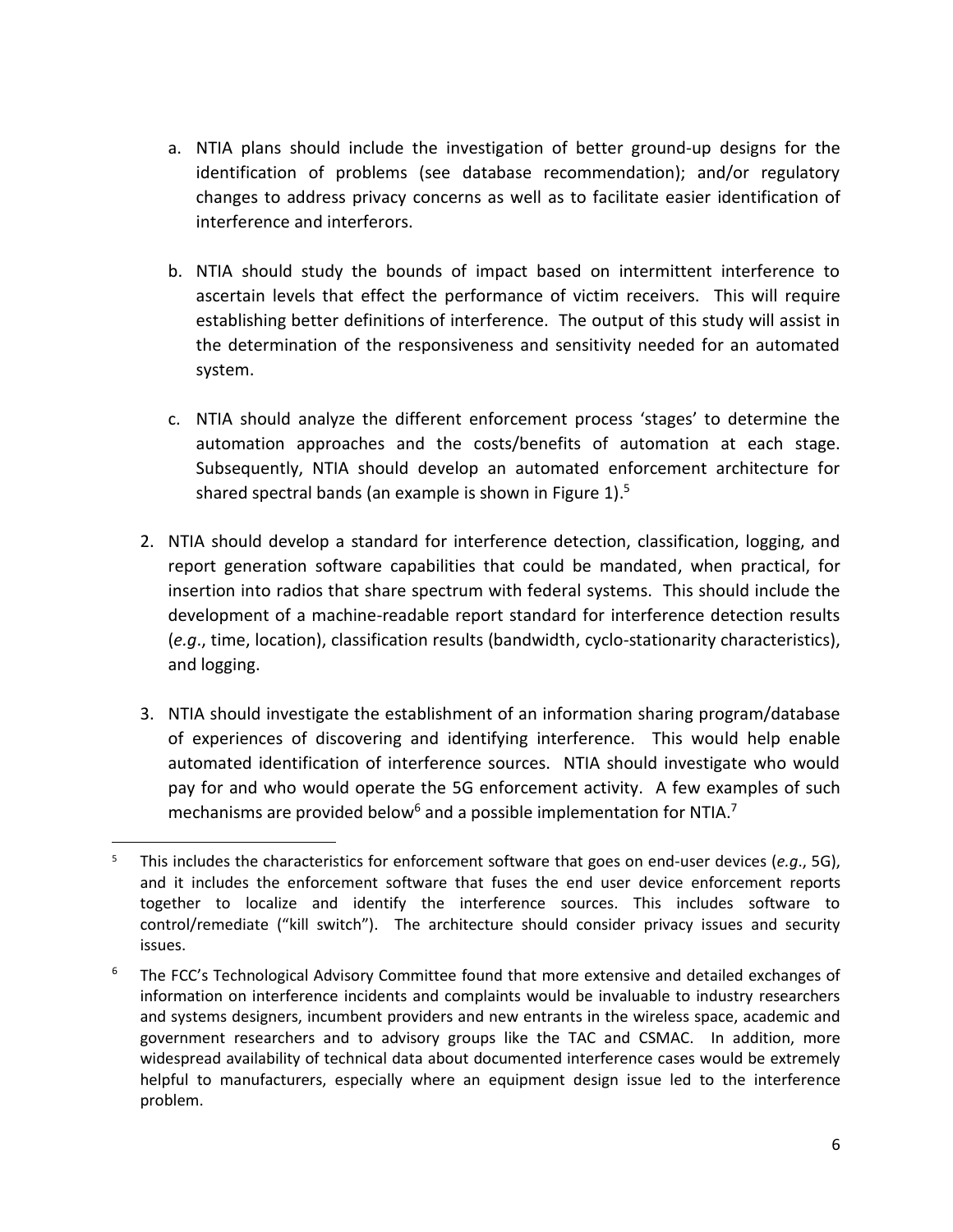a. NTIA plans should include the investigation of better ground-up designs for the identification of problems (see database recommendation); and/or regulatory changes to address privacy concerns as well as to facilitate easier identification of interference and interferors.

b. NTIA should study the bounds of impact based on intermittent interference to ascertain levels that effect the performance of victim receivers. This will require establishing better definitions of interference. The output of this study will assist in the determination of the responsiveness and sensitivity needed for an automated system.

c. NTIA should analyze the different enforcement process 'stages' to determine the automation approaches and the costs/benefits of automation at each stage. Subsequently, NTIA should develop an automated enforcement architecture for shared spectral bands (an example is shown in Figure 1).[5]

2. NTIA should develop a standard for interference detection, classification, logging, and report generation software capabilities that could be mandated, when practical, for insertion into radios that share spectrum with federal systems. This should include the development of a machine-readable report standard for interference detection results (*e.g*., time, location), classification results (bandwidth, cyclo-stationarity characteristics), and logging.

3. NTIA should investigate the establishment of an information sharing program/database of experiences of discovering and identifying interference. This would help enable automated identification of interference sources. NTIA should investigate who would pay for and who would operate the 5G enforcement activity. A few examples of such mechanisms are provided below[6] and a possible implementation for NTIA.[7]

---

[5] This includes the characteristics for enforcement software that goes on end-user devices (*e.g*., 5G), and it includes the enforcement software that fuses the end user device enforcement reports together to localize and identify the interference sources. This includes software to control/remediate ("kill switch"). The architecture should consider privacy issues and security issues.

[6] The FCC's Technological Advisory Committee found that more extensive and detailed exchanges of information on interference incidents and complaints would be invaluable to industry researchers and systems designers, incumbent providers and new entrants in the wireless space, academic and government researchers and to advisory groups like the TAC and CSMAC. In addition, more widespread availability of technical data about documented interference cases would be extremely helpful to manufacturers, especially where an equipment design issue led to the interference problem.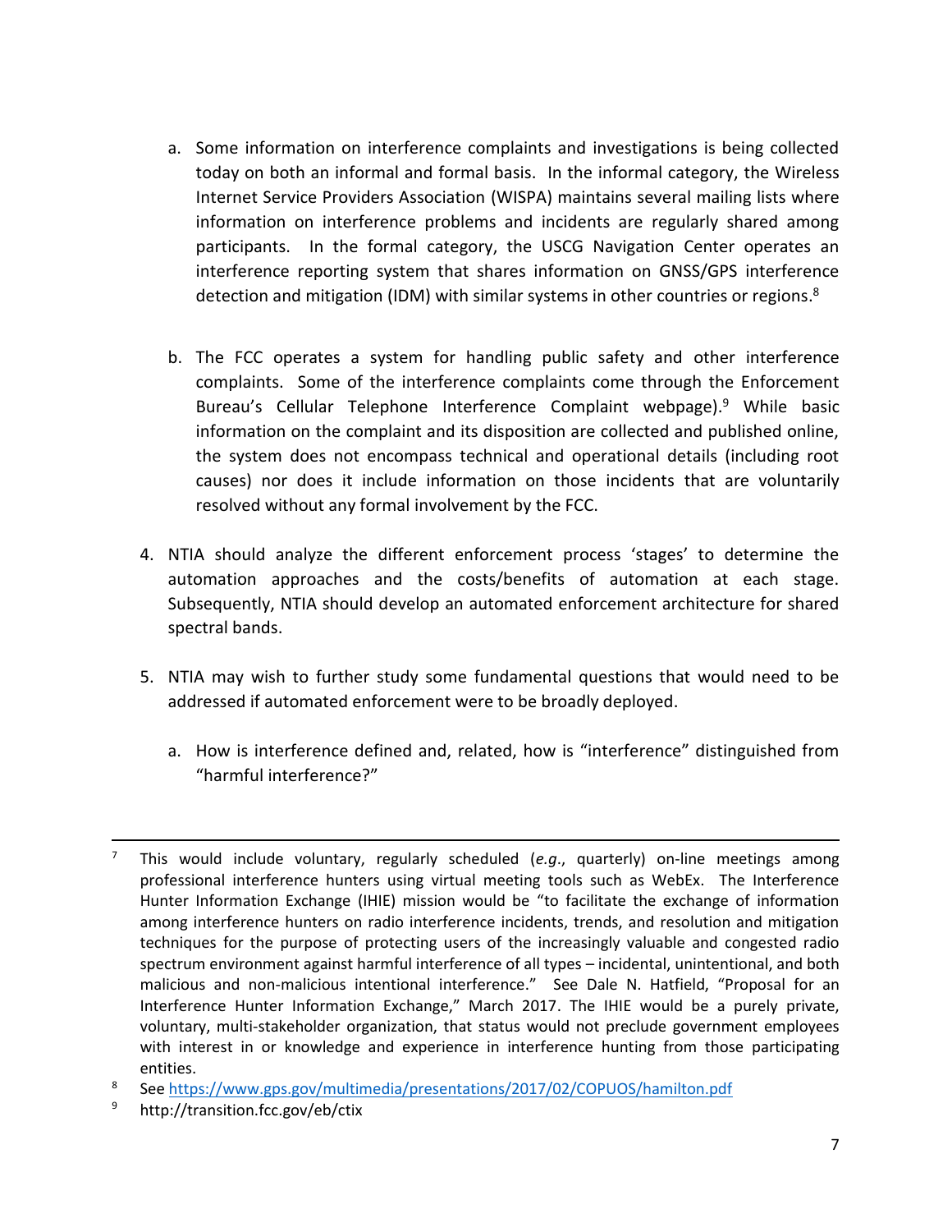a. Some information on interference complaints and investigations is being collected today on both an informal and formal basis. In the informal category, the Wireless Internet Service Providers Association (WISPA) maintains several mailing lists where information on interference problems and incidents are regularly shared among participants. In the formal category, the USCG Navigation Center operates an interference reporting system that shares information on GNSS/GPS interference detection and mitigation (IDM) with similar systems in other countries or regions.[8]

b. The FCC operates a system for handling public safety and other interference complaints. Some of the interference complaints come through the Enforcement Bureau's Cellular Telephone Interference Complaint webpage).[9] While basic information on the complaint and its disposition are collected and published online, the system does not encompass technical and operational details (including root causes) nor does it include information on those incidents that are voluntarily resolved without any formal involvement by the FCC.

4. NTIA should analyze the different enforcement process 'stages' to determine the automation approaches and the costs/benefits of automation at each stage. Subsequently, NTIA should develop an automated enforcement architecture for shared spectral bands.

5. NTIA may wish to further study some fundamental questions that would need to be addressed if automated enforcement were to be broadly deployed.

   a. How is interference defined and, related, how is "interference" distinguished from "harmful interference?"

---

[7] This would include voluntary, regularly scheduled (*e.g*., quarterly) on-line meetings among professional interference hunters using virtual meeting tools such as WebEx. The Interference Hunter Information Exchange (IHIE) mission would be "to facilitate the exchange of information among interference hunters on radio interference incidents, trends, and resolution and mitigation techniques for the purpose of protecting users of the increasingly valuable and congested radio spectrum environment against harmful interference of all types – incidental, unintentional, and both malicious and non-malicious intentional interference." See Dale N. Hatfield, "Proposal for an Interference Hunter Information Exchange," March 2017. The IHIE would be a purely private, voluntary, multi-stakeholder organization, that status would not preclude government employees with interest in or knowledge and experience in interference hunting from those participating entities.

[8] See https://www.gps.gov/multimedia/presentations/2017/02/COPUOS/hamilton.pdf

[9] http://transition.fcc.gov/eb/ctix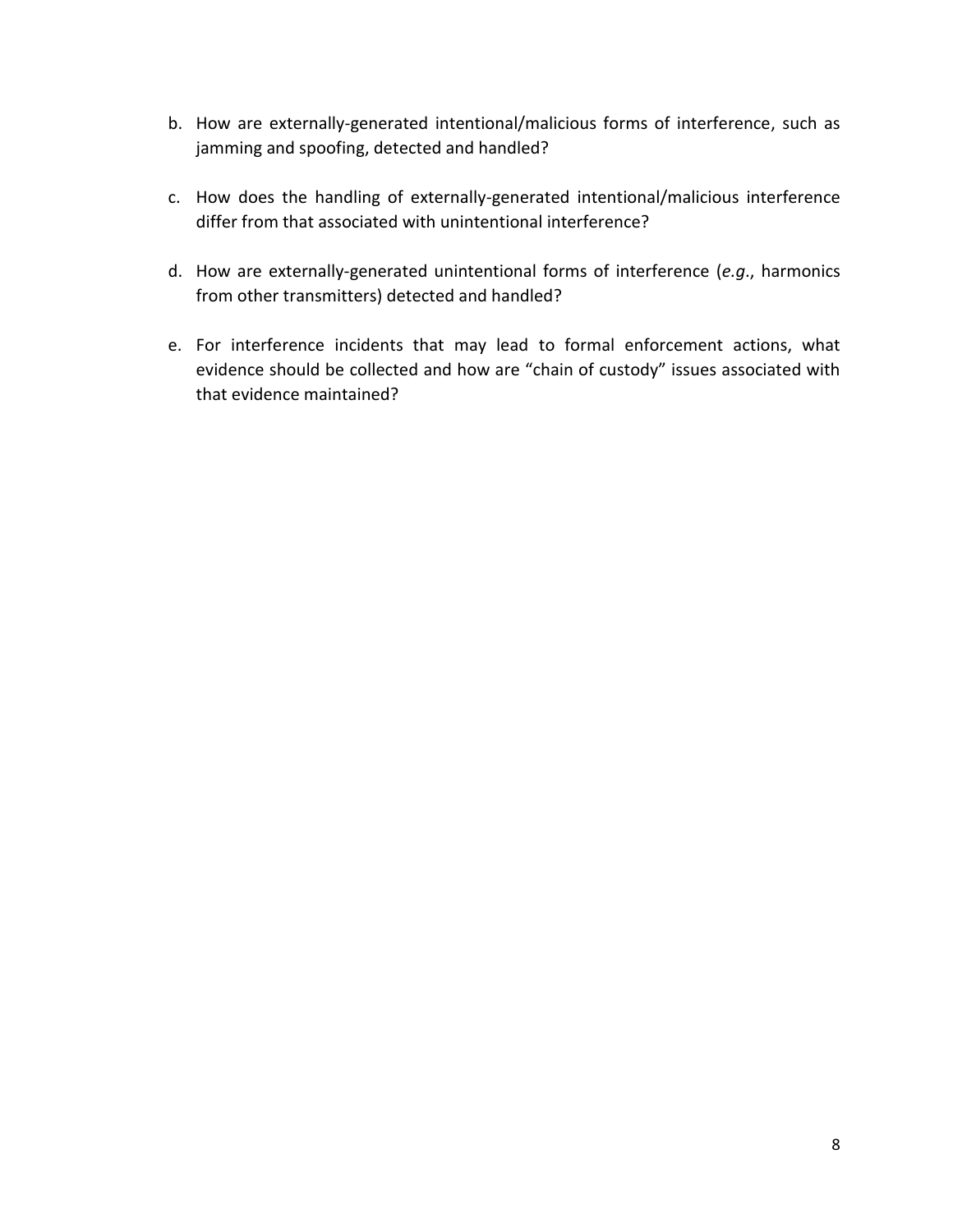b. How are externally-generated intentional/malicious forms of interference, such as jamming and spoofing, detected and handled?

c. How does the handling of externally-generated intentional/malicious interference differ from that associated with unintentional interference?

d. How are externally-generated unintentional forms of interference (*e.g.*, harmonics from other transmitters) detected and handled?

e. For interference incidents that may lead to formal enforcement actions, what evidence should be collected and how are "chain of custody" issues associated with that evidence maintained?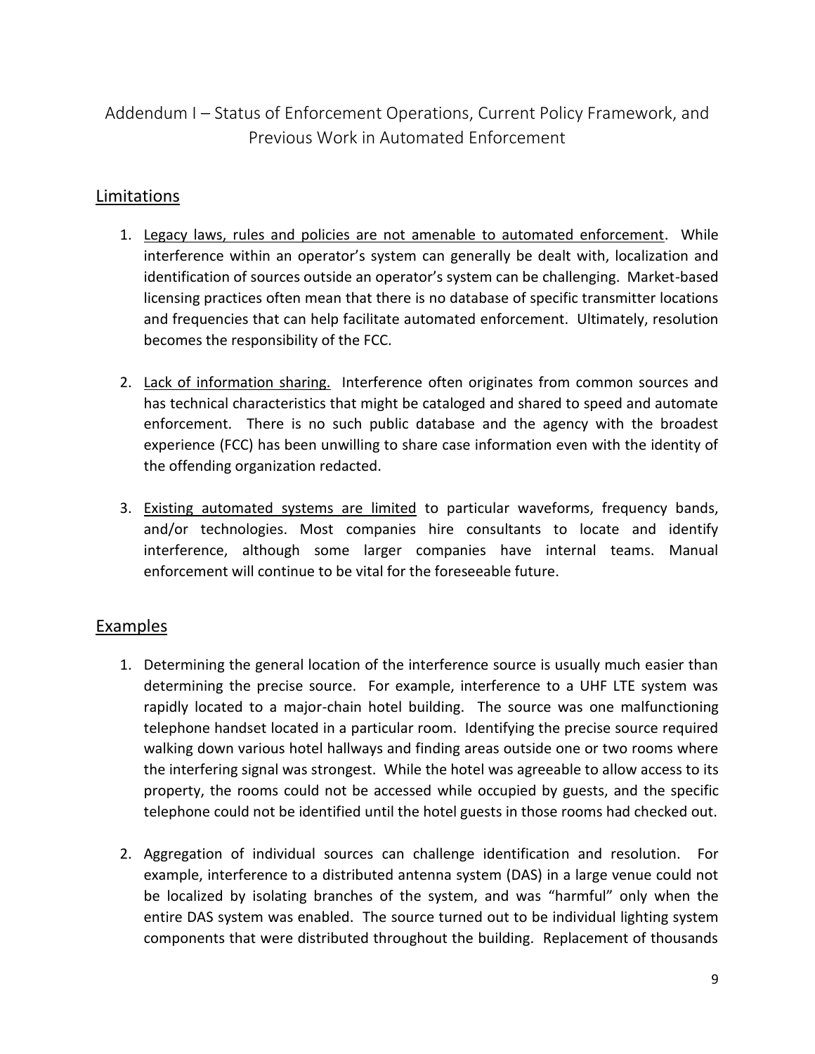# Addendum I – Status of Enforcement Operations, Current Policy Framework, and Previous Work in Automated Enforcement

## Limitations

1. Legacy laws, rules and policies are not amenable to automated enforcement. While interference within an operator's system can generally be dealt with, localization and identification of sources outside an operator's system can be challenging. Market-based licensing practices often mean that there is no database of specific transmitter locations and frequencies that can help facilitate automated enforcement. Ultimately, resolution becomes the responsibility of the FCC.

2. Lack of information sharing. Interference often originates from common sources and has technical characteristics that might be cataloged and shared to speed and automate enforcement. There is no such public database and the agency with the broadest experience (FCC) has been unwilling to share case information even with the identity of the offending organization redacted.

3. Existing automated systems are limited to particular waveforms, frequency bands, and/or technologies. Most companies hire consultants to locate and identify interference, although some larger companies have internal teams. Manual enforcement will continue to be vital for the foreseeable future.

## Examples

1. Determining the general location of the interference source is usually much easier than determining the precise source. For example, interference to a UHF LTE system was rapidly located to a major-chain hotel building. The source was one malfunctioning telephone handset located in a particular room. Identifying the precise source required walking down various hotel hallways and finding areas outside one or two rooms where the interfering signal was strongest. While the hotel was agreeable to allow access to its property, the rooms could not be accessed while occupied by guests, and the specific telephone could not be identified until the hotel guests in those rooms had checked out.

2. Aggregation of individual sources can challenge identification and resolution. For example, interference to a distributed antenna system (DAS) in a large venue could not be localized by isolating branches of the system, and was "harmful" only when the entire DAS system was enabled. The source turned out to be individual lighting system components that were distributed throughout the building. Replacement of thousands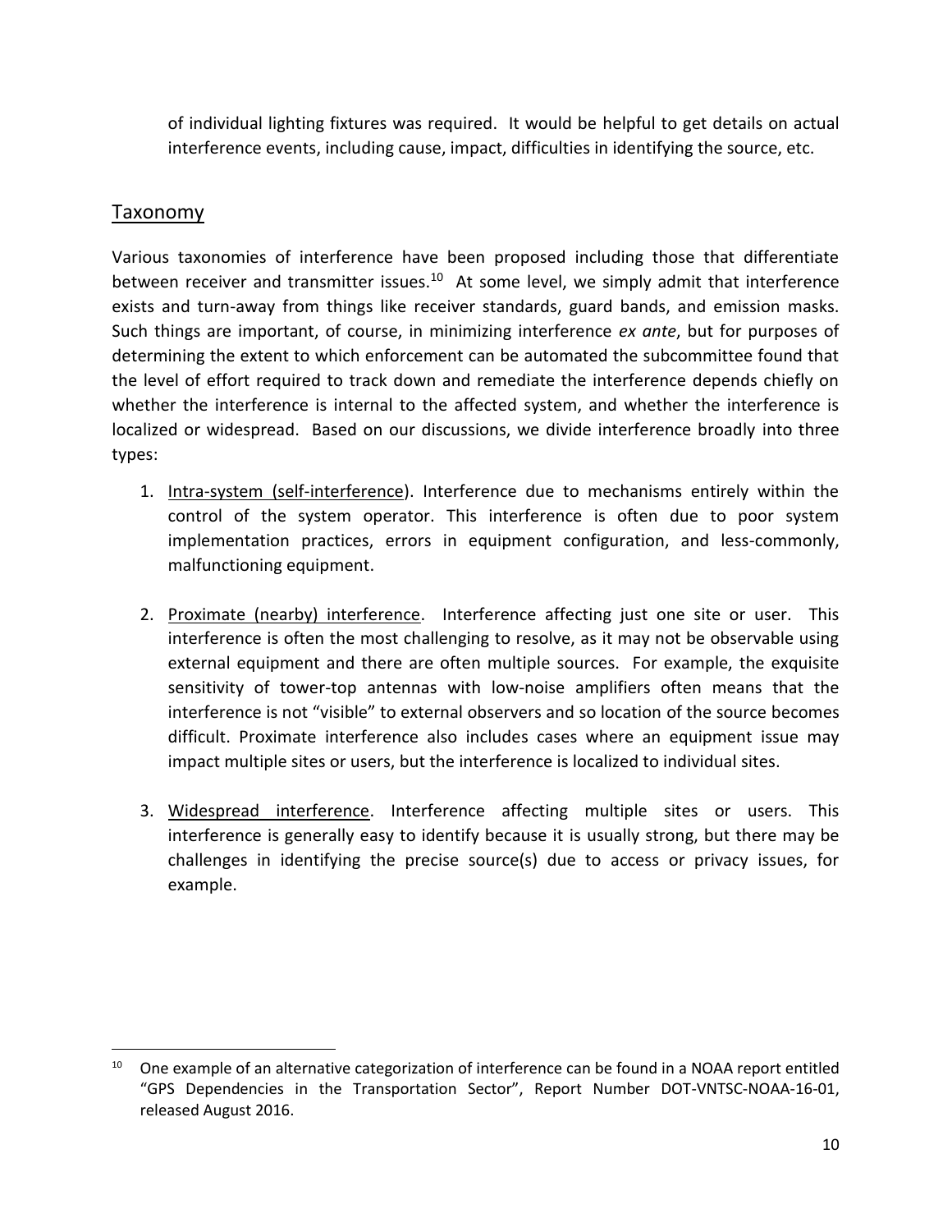of individual lighting fixtures was required. It would be helpful to get details on actual interference events, including cause, impact, difficulties in identifying the source, etc.

## Taxonomy

Various taxonomies of interference have been proposed including those that differentiate between receiver and transmitter issues.[10] At some level, we simply admit that interference exists and turn-away from things like receiver standards, guard bands, and emission masks. Such things are important, of course, in minimizing interference *ex ante*, but for purposes of determining the extent to which enforcement can be automated the subcommittee found that the level of effort required to track down and remediate the interference depends chiefly on whether the interference is internal to the affected system, and whether the interference is localized or widespread. Based on our discussions, we divide interference broadly into three types:

1. Intra-system (self-interference). Interference due to mechanisms entirely within the control of the system operator. This interference is often due to poor system implementation practices, errors in equipment configuration, and less-commonly, malfunctioning equipment.

2. Proximate (nearby) interference. Interference affecting just one site or user. This interference is often the most challenging to resolve, as it may not be observable using external equipment and there are often multiple sources. For example, the exquisite sensitivity of tower-top antennas with low-noise amplifiers often means that the interference is not "visible" to external observers and so location of the source becomes difficult. Proximate interference also includes cases where an equipment issue may impact multiple sites or users, but the interference is localized to individual sites.

3. Widespread interference. Interference affecting multiple sites or users. This interference is generally easy to identify because it is usually strong, but there may be challenges in identifying the precise source(s) due to access or privacy issues, for example.

---

[10] One example of an alternative categorization of interference can be found in a NOAA report entitled "GPS Dependencies in the Transportation Sector", Report Number DOT-VNTSC-NOAA-16-01, released August 2016.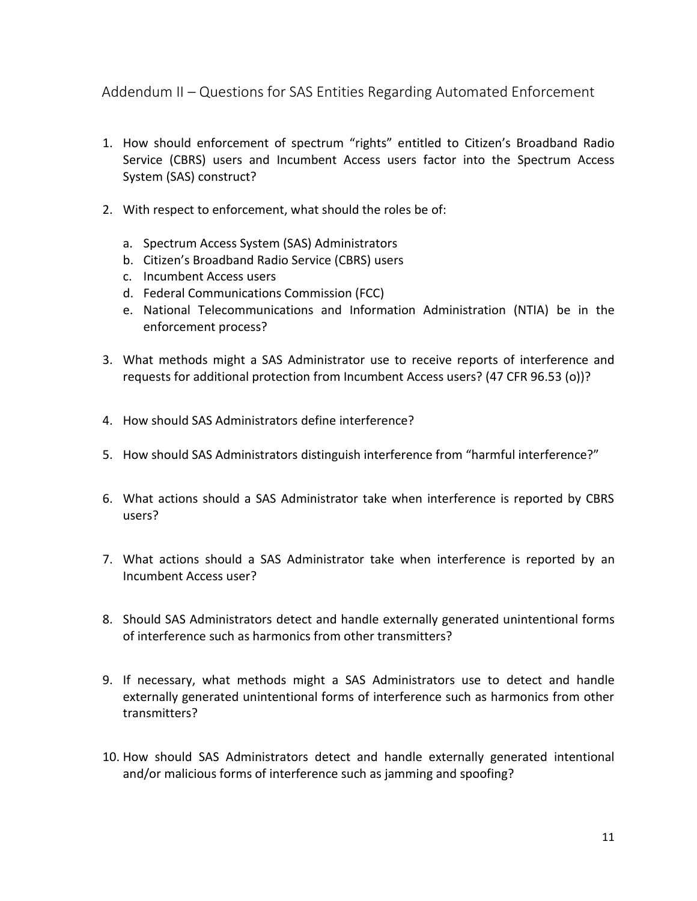## Addendum II – Questions for SAS Entities Regarding Automated Enforcement

1. How should enforcement of spectrum “rights” entitled to Citizen’s Broadband Radio Service (CBRS) users and Incumbent Access users factor into the Spectrum Access System (SAS) construct?

2. With respect to enforcement, what should the roles be of:

   a. Spectrum Access System (SAS) Administrators
   b. Citizen’s Broadband Radio Service (CBRS) users
   c. Incumbent Access users
   d. Federal Communications Commission (FCC)
   e. National Telecommunications and Information Administration (NTIA) be in the enforcement process?

3. What methods might a SAS Administrator use to receive reports of interference and requests for additional protection from Incumbent Access users? (47 CFR 96.53 (o))?

4. How should SAS Administrators define interference?

5. How should SAS Administrators distinguish interference from “harmful interference?”

6. What actions should a SAS Administrator take when interference is reported by CBRS users?

7. What actions should a SAS Administrator take when interference is reported by an Incumbent Access user?

8. Should SAS Administrators detect and handle externally generated unintentional forms of interference such as harmonics from other transmitters?

9. If necessary, what methods might a SAS Administrators use to detect and handle externally generated unintentional forms of interference such as harmonics from other transmitters?

10. How should SAS Administrators detect and handle externally generated intentional and/or malicious forms of interference such as jamming and spoofing?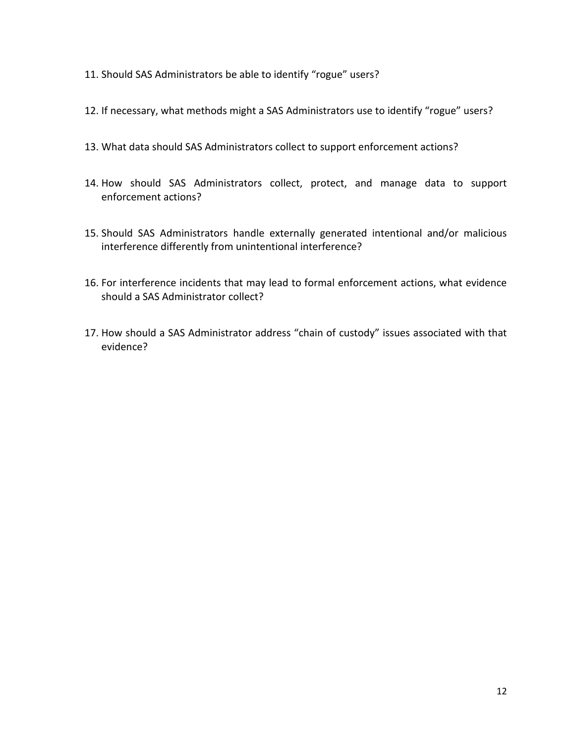11. Should SAS Administrators be able to identify “rogue” users?

12. If necessary, what methods might a SAS Administrators use to identify “rogue” users?

13. What data should SAS Administrators collect to support enforcement actions?

14. How should SAS Administrators collect, protect, and manage data to support enforcement actions?

15. Should SAS Administrators handle externally generated intentional and/or malicious interference differently from unintentional interference?

16. For interference incidents that may lead to formal enforcement actions, what evidence should a SAS Administrator collect?

17. How should a SAS Administrator address “chain of custody” issues associated with that evidence?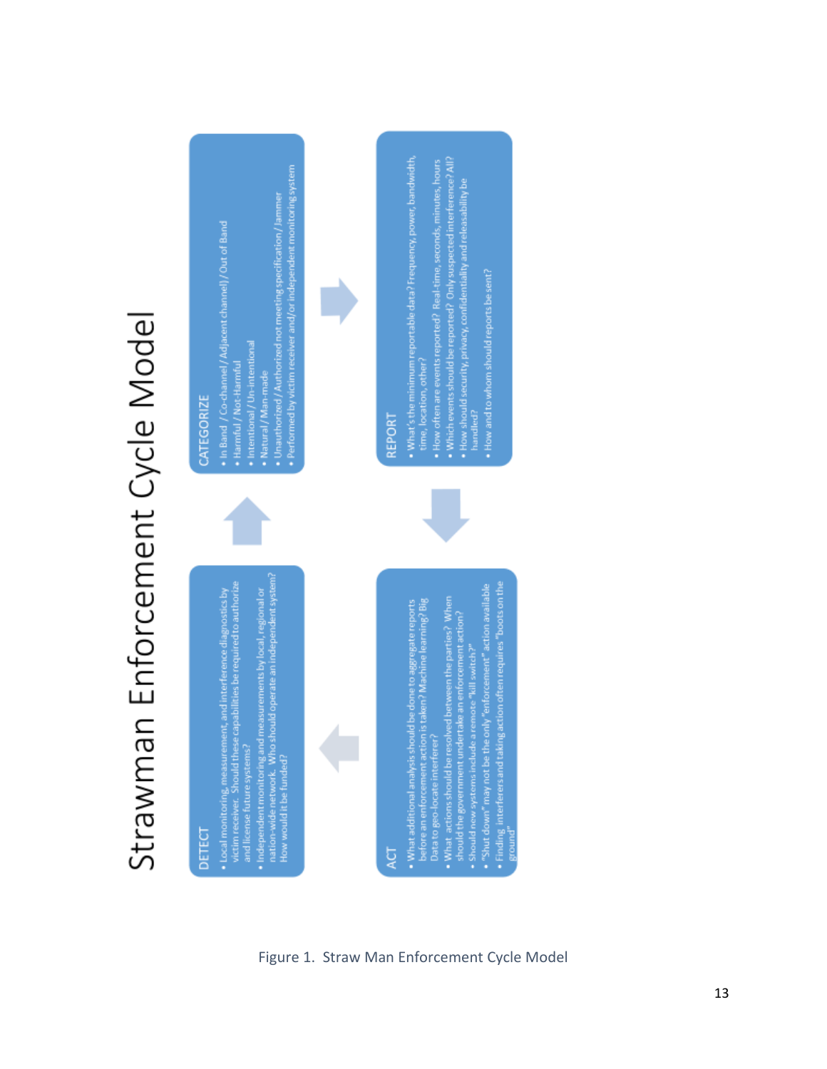# Strawman Enforcement Cycle Model

**DETECT**

- Local monitoring, measurement, and interference diagnostics by victim receiver. Should these capabilities be required to authorize and license future systems?
- Independent monitoring and measurements by local, regional or nation-wide network. Who should operate an independent system? How would it be funded?

**CATEGORIZE**

- In Band / Co-channel / Adjacent channel) / Out of Band
- Harmful / Not-Harmful
- Intentional / Un-intentional
- Natural / Man-made
- Unauthorized / Authorized not meeting specification / Jammer
- Performed by victim receiver and/or independent monitoring system

**REPORT**

- What's the minimum reportable data? Frequency, power, bandwidth, time, location, other?
- How often are events reported? Real-time, seconds, minutes, hours
- Which events should be reported? Only suspected interference? All?
- How should security, privacy, confidentiality and releasability be handled?
- How and to whom should reports be sent?

**ACT**

- What additional analysis should be done to aggregate reports before an enforcement action is taken? Machine learning? Big Data to geo-locate interferer?
- What actions should be resolved between the parties? When should the government undertake an enforcement action?
- Should new systems include a remote "kill switch?"
- "Shut down" may not be the only "enforcement" action available
- Finding interferers and taking action often requires "boots on the ground"

Figure 1. Straw Man Enforcement Cycle Model